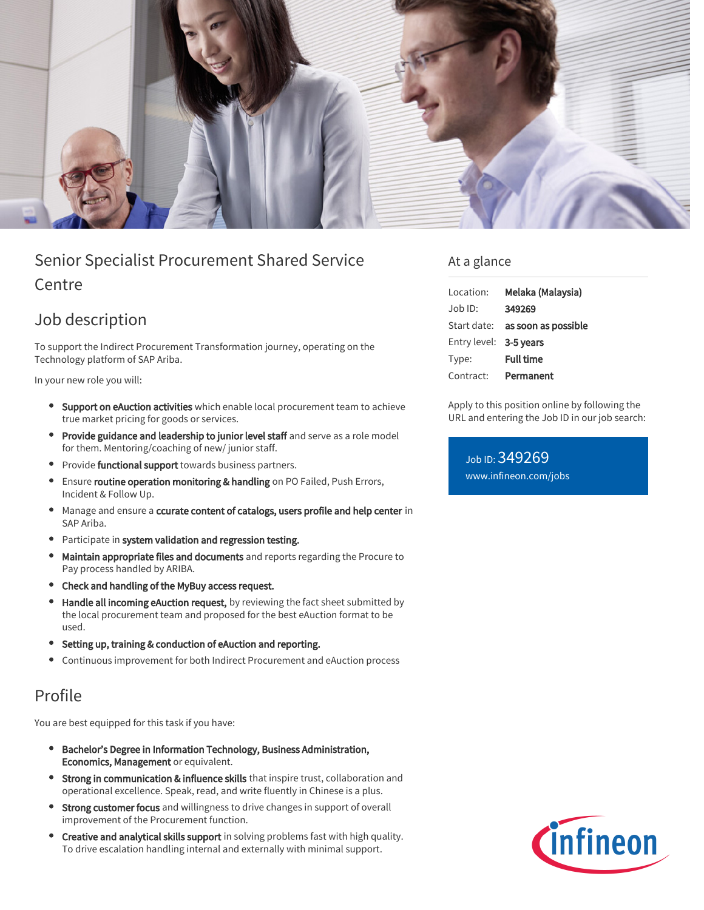# Senior Specialist Procurement Shared Service Centre

## Job description

To support the Indirect Procurement Transformation journey, operating on the Technology platform of SAP Ariba.

In your new role you will:

- **Support on eAuction activities** which enable local procurement team to achieve true market pricing for goods or services.
- **Provide guidance and leadership to junior level staff** and serve as a role model for them. Mentoring/coaching of new/ junior staff.
- Provide **functional support** towards business partners.
- Ensure **routine operation monitoring & handling** on PO Failed, Push Errors, Incident & Follow Up.
- Manage and ensure a **ccurate content of catalogs, users profile and help center** in SAP Ariba.
- Participate in **system validation and regression testing.**
- **Maintain appropriate files and documents** and reports regarding the Procure to Pay process handled by ARIBA.
- **Check and handling of the MyBuy access request.**
- **Handle all incoming eAuction request,** by reviewing the fact sheet submitted by the local procurement team and proposed for the best eAuction format to be used.
- **Setting up, training & conduction of eAuction and reporting.**
- Continuous improvement for both Indirect Procurement and eAuction process

## Profile

You are best equipped for this task if you have:

- **Bachelor's Degree in Information Technology, Business Administration, Economics, Management** or equivalent.
- **Strong in communication & influence skills** that inspire trust, collaboration and operational excellence. Speak, read, and write fluently in Chinese is a plus.
- **Strong customer focus** and willingness to drive changes in support of overall improvement of the Procurement function.
- **Creative and analytical skills support** in solving problems fast with high quality. To drive escalation handling internal and externally with minimal support.

## At a glance

| | |
|---|---|
| Location: | **Melaka (Malaysia)** |
| Job ID: | **349269** |
| Start date: | **as soon as possible** |
| Entry level: | **3-5 years** |
| Type: | **Full time** |
| Contract: | **Permanent** |

Apply to this position online by following the URL and entering the Job ID in our job search:

Job ID: 349269
www.infineon.com/jobs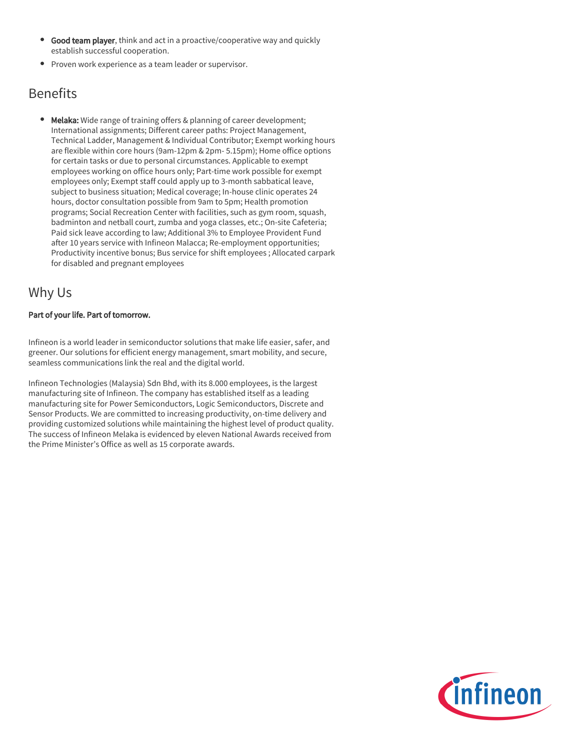- **Good team player**, think and act in a proactive/cooperative way and quickly establish successful cooperation.
- Proven work experience as a team leader or supervisor.

## Benefits

- **Melaka:** Wide range of training offers & planning of career development; International assignments; Different career paths: Project Management, Technical Ladder, Management & Individual Contributor; Exempt working hours are flexible within core hours (9am-12pm & 2pm- 5.15pm); Home office options for certain tasks or due to personal circumstances. Applicable to exempt employees working on office hours only; Part-time work possible for exempt employees only; Exempt staff could apply up to 3-month sabbatical leave, subject to business situation; Medical coverage; In-house clinic operates 24 hours, doctor consultation possible from 9am to 5pm; Health promotion programs; Social Recreation Center with facilities, such as gym room, squash, badminton and netball court, zumba and yoga classes, etc.; On-site Cafeteria; Paid sick leave according to law; Additional 3% to Employee Provident Fund after 10 years service with Infineon Malacca; Re-employment opportunities; Productivity incentive bonus; Bus service for shift employees ; Allocated carpark for disabled and pregnant employees

## Why Us

**Part of your life. Part of tomorrow.**

Infineon is a world leader in semiconductor solutions that make life easier, safer, and greener. Our solutions for efficient energy management, smart mobility, and secure, seamless communications link the real and the digital world.

Infineon Technologies (Malaysia) Sdn Bhd, with its 8.000 employees, is the largest manufacturing site of Infineon. The company has established itself as a leading manufacturing site for Power Semiconductors, Logic Semiconductors, Discrete and Sensor Products. We are committed to increasing productivity, on-time delivery and providing customized solutions while maintaining the highest level of product quality. The success of Infineon Melaka is evidenced by eleven National Awards received from the Prime Minister's Office as well as 15 corporate awards.